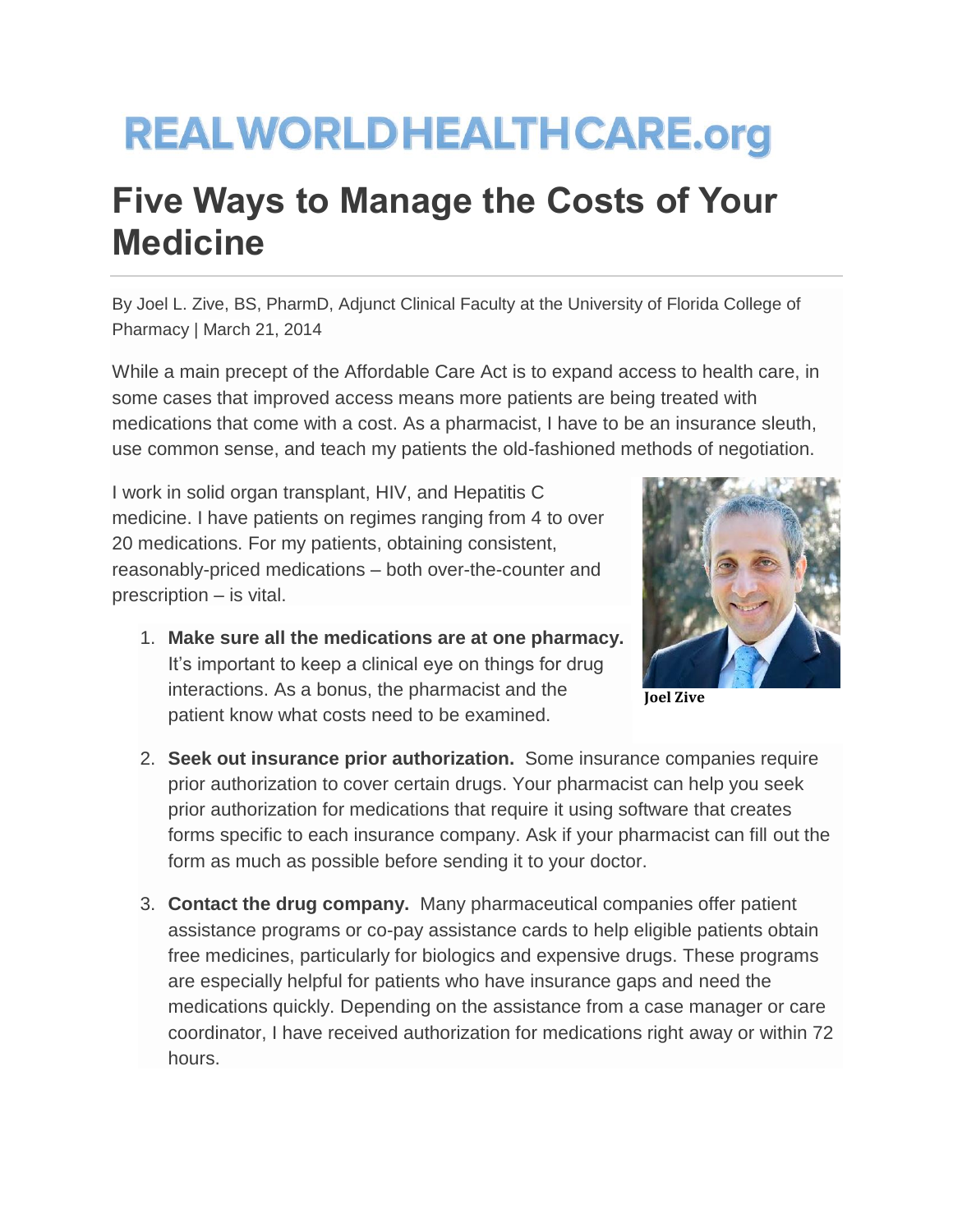# REALWORLDHEALTHCARE.org

## Five Ways to Manage the Costs of Your Medicine

By Joel L. Zive, BS, PharmD, Adjunct Clinical Faculty at the University of Florida College of Pharmacy | March 21, 2014

While a main precept of the Affordable Care Act is to expand access to health care, in some cases that improved access means more patients are being treated with medications that come with a cost. As a pharmacist, I have to be an insurance sleuth, use common sense, and teach my patients the old-fashioned methods of negotiation.

I work in solid organ transplant, HIV, and Hepatitis C medicine. I have patients on regimes ranging from 4 to over 20 medications. For my patients, obtaining consistent, reasonably-priced medications – both over-the-counter and prescription – is vital.

Joel Zive

1. **Make sure all the medications are at one pharmacy.** It's important to keep a clinical eye on things for drug interactions. As a bonus, the pharmacist and the patient know what costs need to be examined.

2. **Seek out insurance prior authorization.** Some insurance companies require prior authorization to cover certain drugs. Your pharmacist can help you seek prior authorization for medications that require it using software that creates forms specific to each insurance company. Ask if your pharmacist can fill out the form as much as possible before sending it to your doctor.

3. **Contact the drug company.** Many pharmaceutical companies offer patient assistance programs or co-pay assistance cards to help eligible patients obtain free medicines, particularly for biologics and expensive drugs. These programs are especially helpful for patients who have insurance gaps and need the medications quickly. Depending on the assistance from a case manager or care coordinator, I have received authorization for medications right away or within 72 hours.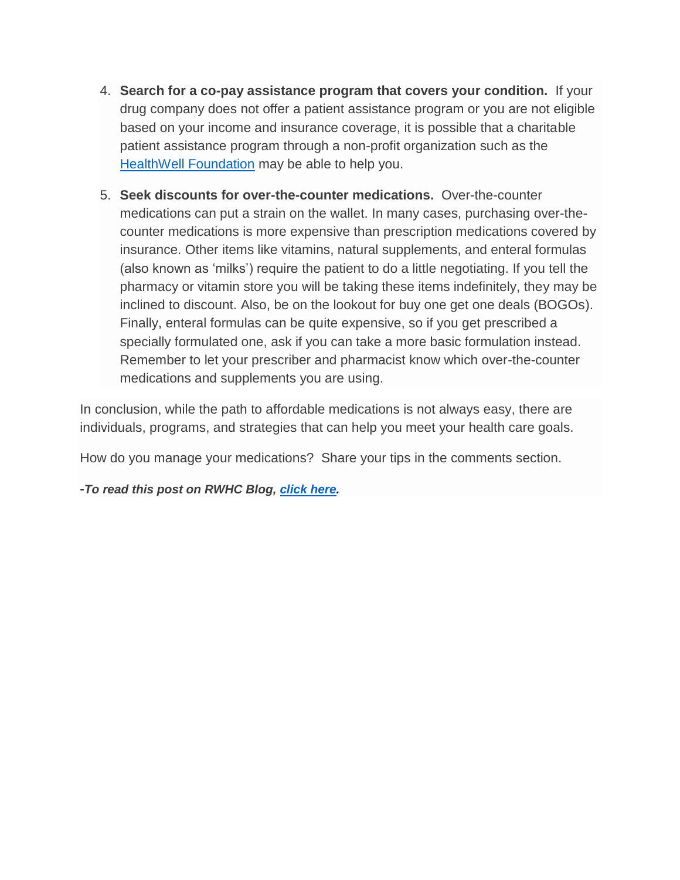4. **Search for a co-pay assistance program that covers your condition.** If your drug company does not offer a patient assistance program or you are not eligible based on your income and insurance coverage, it is possible that a charitable patient assistance program through a non-profit organization such as the HealthWell Foundation may be able to help you.

5. **Seek discounts for over-the-counter medications.** Over-the-counter medications can put a strain on the wallet. In many cases, purchasing over-the-counter medications is more expensive than prescription medications covered by insurance. Other items like vitamins, natural supplements, and enteral formulas (also known as 'milks') require the patient to do a little negotiating. If you tell the pharmacy or vitamin store you will be taking these items indefinitely, they may be inclined to discount. Also, be on the lookout for buy one get one deals (BOGOs). Finally, enteral formulas can be quite expensive, so if you get prescribed a specially formulated one, ask if you can take a more basic formulation instead. Remember to let your prescriber and pharmacist know which over-the-counter medications and supplements you are using.

In conclusion, while the path to affordable medications is not always easy, there are individuals, programs, and strategies that can help you meet your health care goals.

How do you manage your medications? Share your tips in the comments section.

***-To read this post on RWHC Blog, click here.***